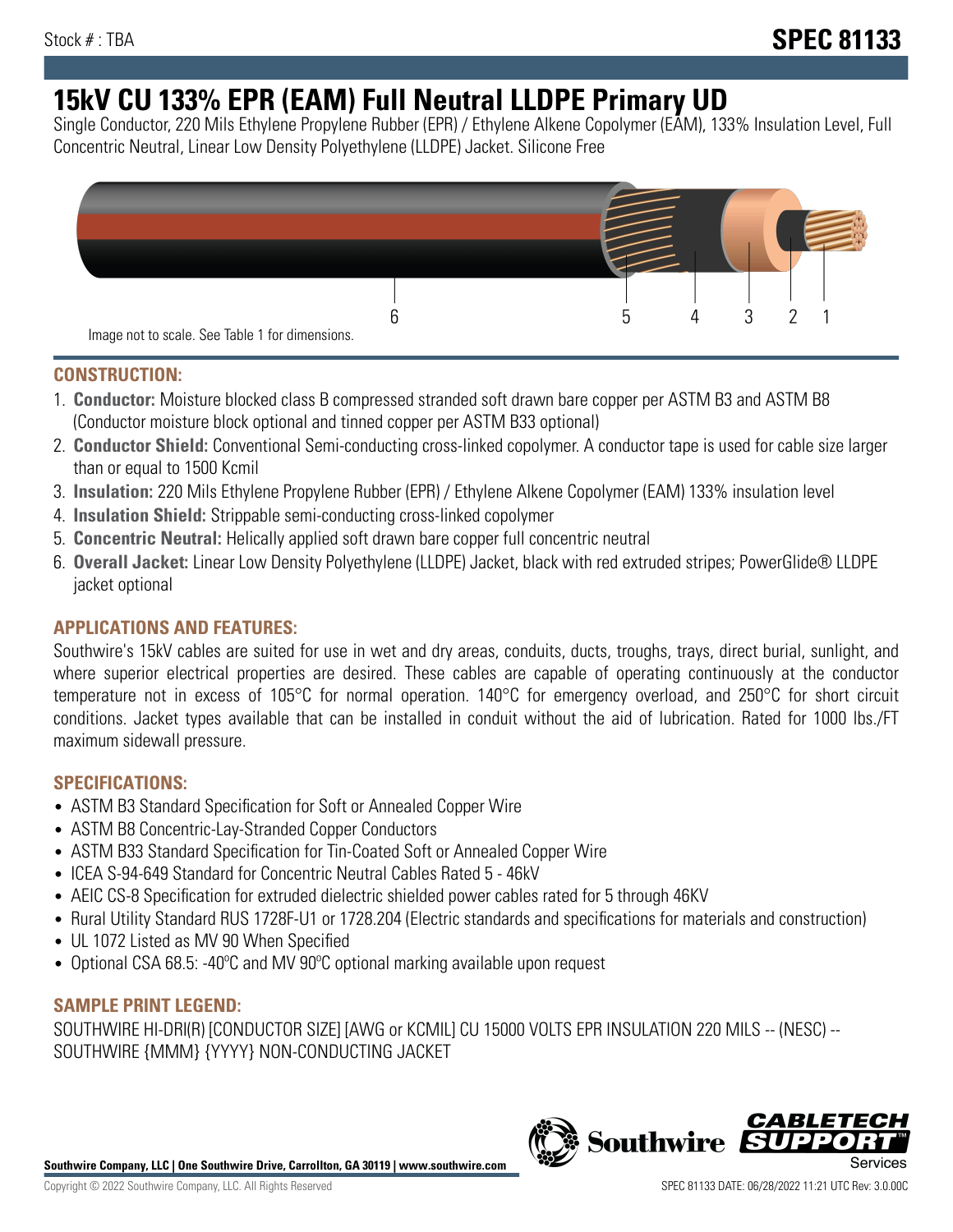Stock # : TBA

**SPEC 81133**

# 15kV CU 133% EPR (EAM) Full Neutral LLDPE Primary UD

Single Conductor, 220 Mils Ethylene Propylene Rubber (EPR) / Ethylene Alkene Copolymer (EAM), 133% Insulation Level, Full Concentric Neutral, Linear Low Density Polyethylene (LLDPE) Jacket. Silicone Free

6 5 4 3 2 1

Image not to scale. See Table 1 for dimensions.

## CONSTRUCTION:

1. **Conductor:** Moisture blocked class B compressed stranded soft drawn bare copper per ASTM B3 and ASTM B8 (Conductor moisture block optional and tinned copper per ASTM B33 optional)
2. **Conductor Shield:** Conventional Semi-conducting cross-linked copolymer. A conductor tape is used for cable size larger than or equal to 1500 Kcmil
3. **Insulation:** 220 Mils Ethylene Propylene Rubber (EPR) / Ethylene Alkene Copolymer (EAM) 133% insulation level
4. **Insulation Shield:** Strippable semi-conducting cross-linked copolymer
5. **Concentric Neutral:** Helically applied soft drawn bare copper full concentric neutral
6. **Overall Jacket:** Linear Low Density Polyethylene (LLDPE) Jacket, black with red extruded stripes; PowerGlide® LLDPE jacket optional

## APPLICATIONS AND FEATURES:

Southwire's 15kV cables are suited for use in wet and dry areas, conduits, ducts, troughs, trays, direct burial, sunlight, and where superior electrical properties are desired. These cables are capable of operating continuously at the conductor temperature not in excess of 105°C for normal operation. 140°C for emergency overload, and 250°C for short circuit conditions. Jacket types available that can be installed in conduit without the aid of lubrication. Rated for 1000 lbs./FT maximum sidewall pressure.

## SPECIFICATIONS:

- ASTM B3 Standard Specification for Soft or Annealed Copper Wire
- ASTM B8 Concentric-Lay-Stranded Copper Conductors
- ASTM B33 Standard Specification for Tin-Coated Soft or Annealed Copper Wire
- ICEA S-94-649 Standard for Concentric Neutral Cables Rated 5 - 46kV
- AEIC CS-8 Specification for extruded dielectric shielded power cables rated for 5 through 46KV
- Rural Utility Standard RUS 1728F-U1 or 1728.204 (Electric standards and specifications for materials and construction)
- UL 1072 Listed as MV 90 When Specified
- Optional CSA 68.5: -40ºC and MV 90ºC optional marking available upon request

## SAMPLE PRINT LEGEND:

SOUTHWIRE HI-DRI(R) [CONDUCTOR SIZE] [AWG or KCMIL] CU 15000 VOLTS EPR INSULATION 220 MILS -- (NESC) -- SOUTHWIRE {MMM} {YYYY} NON-CONDUCTING JACKET

**Southwire Company, LLC | One Southwire Drive, Carrollton, GA 30119 | www.southwire.com**

Copyright © 2022 Southwire Company, LLC. All Rights Reserved

SPEC 81133 DATE: 06/28/2022 11:21 UTC Rev: 3.0.00C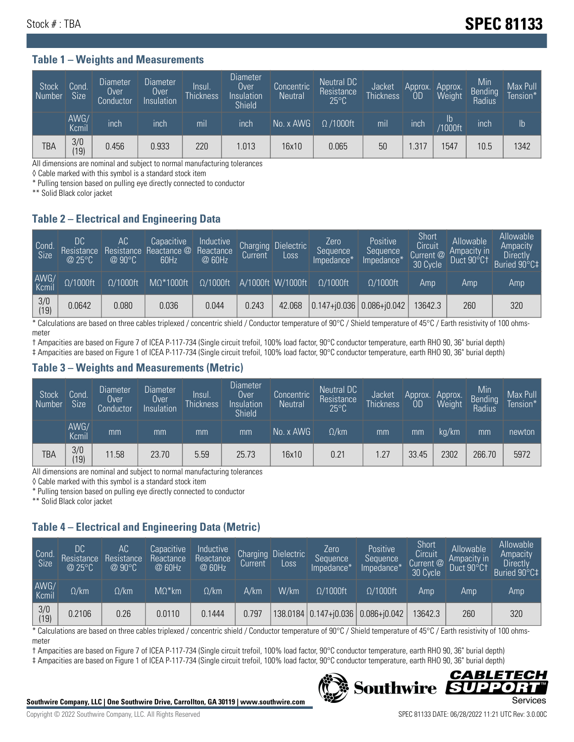Stock # : TBA

# SPEC 81133

## Table 1 – Weights and Measurements

| Stock Number | Cond. Size | Diameter Over Conductor | Diameter Over Insulation | Insul. Thickness | Diameter Over Insulation Shield | Concentric Neutral | Neutral DC Resistance 25°C | Jacket Thickness | Approx. OD | Approx. Weight | Min Bending Radius | Max Pull Tension* |
|---|---|---|---|---|---|---|---|---|---|---|---|---|
| | AWG/ Kcmil | inch | inch | mil | inch | No. x AWG | Ω /1000ft | mil | inch | lb /1000ft | inch | lb |
| TBA | 3/0 (19) | 0.456 | 0.933 | 220 | 1.013 | 16x10 | 0.065 | 50 | 1.317 | 1547 | 10.5 | 1342 |

All dimensions are nominal and subject to normal manufacturing tolerances

◊ Cable marked with this symbol is a standard stock item

* Pulling tension based on pulling eye directly connected to conductor

** Solid Black color jacket

## Table 2 – Electrical and Engineering Data

| Cond. Size | DC Resistance @ 25°C | AC Resistance @ 90°C | Capacitive Reactance @ 60Hz | Inductive Reactance @ 60Hz | Charging Current | Dielectric Loss | Zero Sequence Impedance* | Positive Sequence Impedance* | Short Circuit Current @ 30 Cycle | Allowable Ampacity in Duct 90°C† | Allowable Ampacity Directly Buried 90°C‡ |
|---|---|---|---|---|---|---|---|---|---|---|---|
| AWG/ Kcmil | Ω/1000ft | Ω/1000ft | MΩ*1000ft | Ω/1000ft | A/1000ft | W/1000ft | Ω/1000ft | Ω/1000ft | Amp | Amp | Amp |
| 3/0 (19) | 0.0642 | 0.080 | 0.036 | 0.044 | 0.243 | 42.068 | 0.147+j0.036 | 0.086+j0.042 | 13642.3 | 260 | 320 |

* Calculations are based on three cables triplexed / concentric shield / Conductor temperature of 90°C / Shield temperature of 45°C / Earth resistivity of 100 ohms-meter

† Ampacities are based on Figure 7 of ICEA P-117-734 (Single circuit trefoil, 100% load factor, 90°C conductor temperature, earth RHO 90, 36" burial depth)

‡ Ampacities are based on Figure 1 of ICEA P-117-734 (Single circuit trefoil, 100% load factor, 90°C conductor temperature, earth RHO 90, 36" burial depth)

## Table 3 – Weights and Measurements (Metric)

| Stock Number | Cond. Size | Diameter Over Conductor | Diameter Over Insulation | Insul. Thickness | Diameter Over Insulation Shield | Concentric Neutral | Neutral DC Resistance 25°C | Jacket Thickness | Approx. OD | Approx. Weight | Min Bending Radius | Max Pull Tension* |
|---|---|---|---|---|---|---|---|---|---|---|---|---|
| | AWG/ Kcmil | mm | mm | mm | mm | No. x AWG | Ω/km | mm | mm | kg/km | mm | newton |
| TBA | 3/0 (19) | 11.58 | 23.70 | 5.59 | 25.73 | 16x10 | 0.21 | 1.27 | 33.45 | 2302 | 266.70 | 5972 |

All dimensions are nominal and subject to normal manufacturing tolerances

◊ Cable marked with this symbol is a standard stock item

* Pulling tension based on pulling eye directly connected to conductor

** Solid Black color jacket

## Table 4 – Electrical and Engineering Data (Metric)

| Cond. Size | DC Resistance @ 25°C | AC Resistance @ 90°C | Capacitive Reactance @ 60Hz | Inductive Reactance @ 60Hz | Charging Current | Dielectric Loss | Zero Sequence Impedance* | Positive Sequence Impedance* | Short Circuit Current @ 30 Cycle | Allowable Ampacity in Duct 90°C† | Allowable Ampacity Directly Buried 90°C‡ |
|---|---|---|---|---|---|---|---|---|---|---|---|
| AWG/ Kcmil | Ω/km | Ω/km | MΩ*km | Ω/km | A/km | W/km | Ω/1000ft | Ω/1000ft | Amp | Amp | Amp |
| 3/0 (19) | 0.2106 | 0.26 | 0.0110 | 0.1444 | 0.797 | 138.0184 | 0.147+j0.036 | 0.086+j0.042 | 13642.3 | 260 | 320 |

* Calculations are based on three cables triplexed / concentric shield / Conductor temperature of 90°C / Shield temperature of 45°C / Earth resistivity of 100 ohms-meter

† Ampacities are based on Figure 7 of ICEA P-117-734 (Single circuit trefoil, 100% load factor, 90°C conductor temperature, earth RHO 90, 36" burial depth)

‡ Ampacities are based on Figure 1 of ICEA P-117-734 (Single circuit trefoil, 100% load factor, 90°C conductor temperature, earth RHO 90, 36" burial depth)

**Southwire Company, LLC | One Southwire Drive, Carrollton, GA 30119 | www.southwire.com**

Copyright © 2022 Southwire Company, LLC. All Rights Reserved

SPEC 81133 DATE: 06/28/2022 11:21 UTC Rev: 3.0.00C